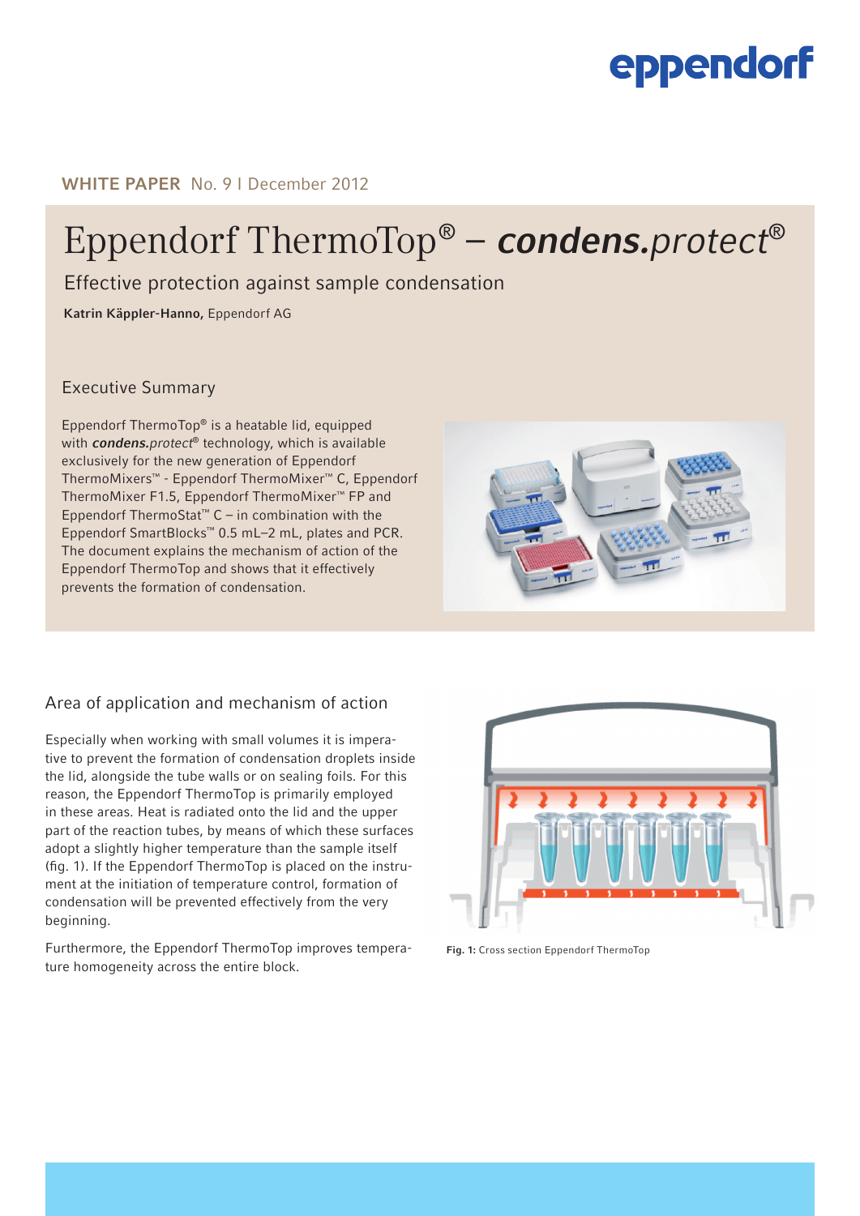**WHITE PAPER** No. 9 I December 2012

# Eppendorf ThermoTop® – ***condens.****protect*®

Effective protection against sample condensation

**Katrin Käppler-Hanno,** Eppendorf AG

## Executive Summary

Eppendorf ThermoTop® is a heatable lid, equipped with ***condens.****protect*® technology, which is available exclusively for the new generation of Eppendorf ThermoMixers™ - Eppendorf ThermoMixer™ C, Eppendorf ThermoMixer F1.5, Eppendorf ThermoMixer™ FP and Eppendorf ThermoStat™ C – in combination with the Eppendorf SmartBlocks™ 0.5 mL–2 mL, plates and PCR. The document explains the mechanism of action of the Eppendorf ThermoTop and shows that it effectively prevents the formation of condensation.

## Area of application and mechanism of action

Especially when working with small volumes it is imperative to prevent the formation of condensation droplets inside the lid, alongside the tube walls or on sealing foils. For this reason, the Eppendorf ThermoTop is primarily employed in these areas. Heat is radiated onto the lid and the upper part of the reaction tubes, by means of which these surfaces adopt a slightly higher temperature than the sample itself (fig. 1). If the Eppendorf ThermoTop is placed on the instrument at the initiation of temperature control, formation of condensation will be prevented effectively from the very beginning.

Furthermore, the Eppendorf ThermoTop improves temperature homogeneity across the entire block.

**Fig. 1:** Cross section Eppendorf ThermoTop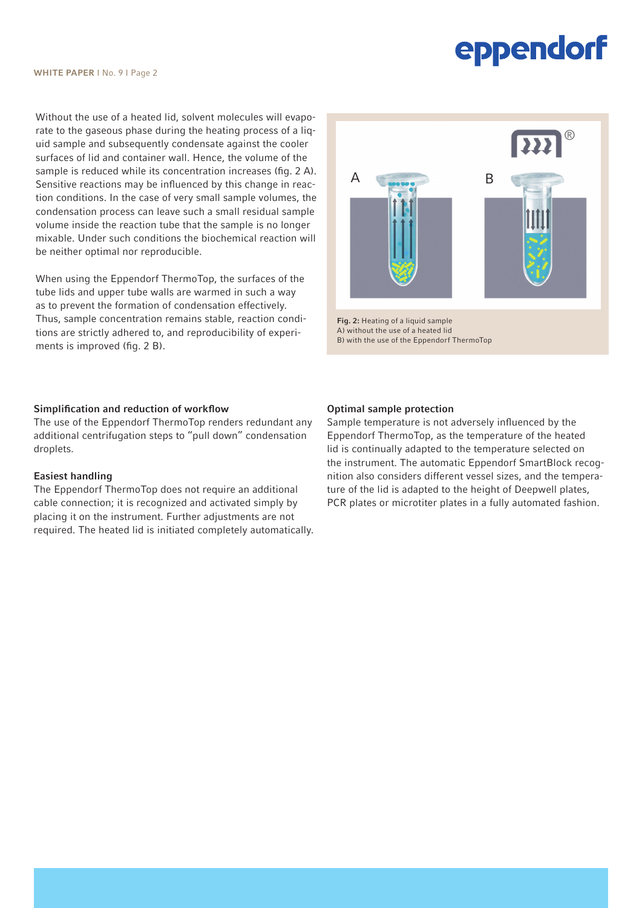Without the use of a heated lid, solvent molecules will evaporate to the gaseous phase during the heating process of a liquid sample and subsequently condensate against the cooler surfaces of lid and container wall. Hence, the volume of the sample is reduced while its concentration increases (fig. 2 A). Sensitive reactions may be influenced by this change in reaction conditions. In the case of very small sample volumes, the condensation process can leave such a small residual sample volume inside the reaction tube that the sample is no longer mixable. Under such conditions the biochemical reaction will be neither optimal nor reproducible.

When using the Eppendorf ThermoTop, the surfaces of the tube lids and upper tube walls are warmed in such a way as to prevent the formation of condensation effectively. Thus, sample concentration remains stable, reaction conditions are strictly adhered to, and reproducibility of experiments is improved (fig. 2 B).

**Fig. 2:** Heating of a liquid sample
A) without the use of a heated lid
B) with the use of the Eppendorf ThermoTop

### Simplification and reduction of workflow

The use of the Eppendorf ThermoTop renders redundant any additional centrifugation steps to "pull down" condensation droplets.

### Easiest handling

The Eppendorf ThermoTop does not require an additional cable connection; it is recognized and activated simply by placing it on the instrument. Further adjustments are not required. The heated lid is initiated completely automatically.

### Optimal sample protection

Sample temperature is not adversely influenced by the Eppendorf ThermoTop, as the temperature of the heated lid is continually adapted to the temperature selected on the instrument. The automatic Eppendorf SmartBlock recognition also considers different vessel sizes, and the temperature of the lid is adapted to the height of Deepwell plates, PCR plates or microtiter plates in a fully automated fashion.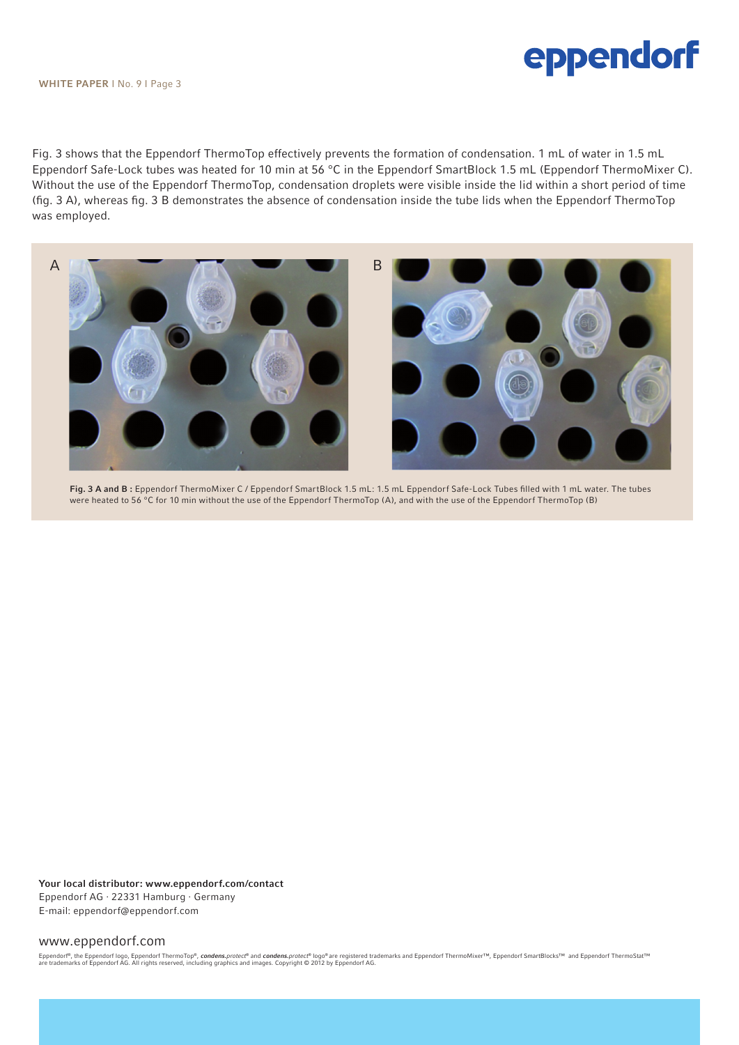Fig. 3 shows that the Eppendorf ThermoTop effectively prevents the formation of condensation. 1 mL of water in 1.5 mL Eppendorf Safe-Lock tubes was heated for 10 min at 56 °C in the Eppendorf SmartBlock 1.5 mL (Eppendorf ThermoMixer C). Without the use of the Eppendorf ThermoTop, condensation droplets were visible inside the lid within a short period of time (fig. 3 A), whereas fig. 3 B demonstrates the absence of condensation inside the tube lids when the Eppendorf ThermoTop was employed.

A

B

**Fig. 3 A and B :** Eppendorf ThermoMixer C / Eppendorf SmartBlock 1.5 mL: 1.5 mL Eppendorf Safe-Lock Tubes filled with 1 mL water. The tubes were heated to 56 °C for 10 min without the use of the Eppendorf ThermoTop (A), and with the use of the Eppendorf ThermoTop (B)

**Your local distributor: www.eppendorf.com/contact**
Eppendorf AG · 22331 Hamburg · Germany
E-mail: eppendorf@eppendorf.com

www.eppendorf.com

Eppendorf®, the Eppendorf logo, Eppendorf ThermoTop®, ***condens.protect***® and ***condens.protect***® logo® are registered trademarks and Eppendorf ThermoMixer™, Eppendorf SmartBlocks™ and Eppendorf ThermoStat™ are trademarks of Eppendorf AG. All rights reserved, including graphics and images. Copyright © 2012 by Eppendorf AG.